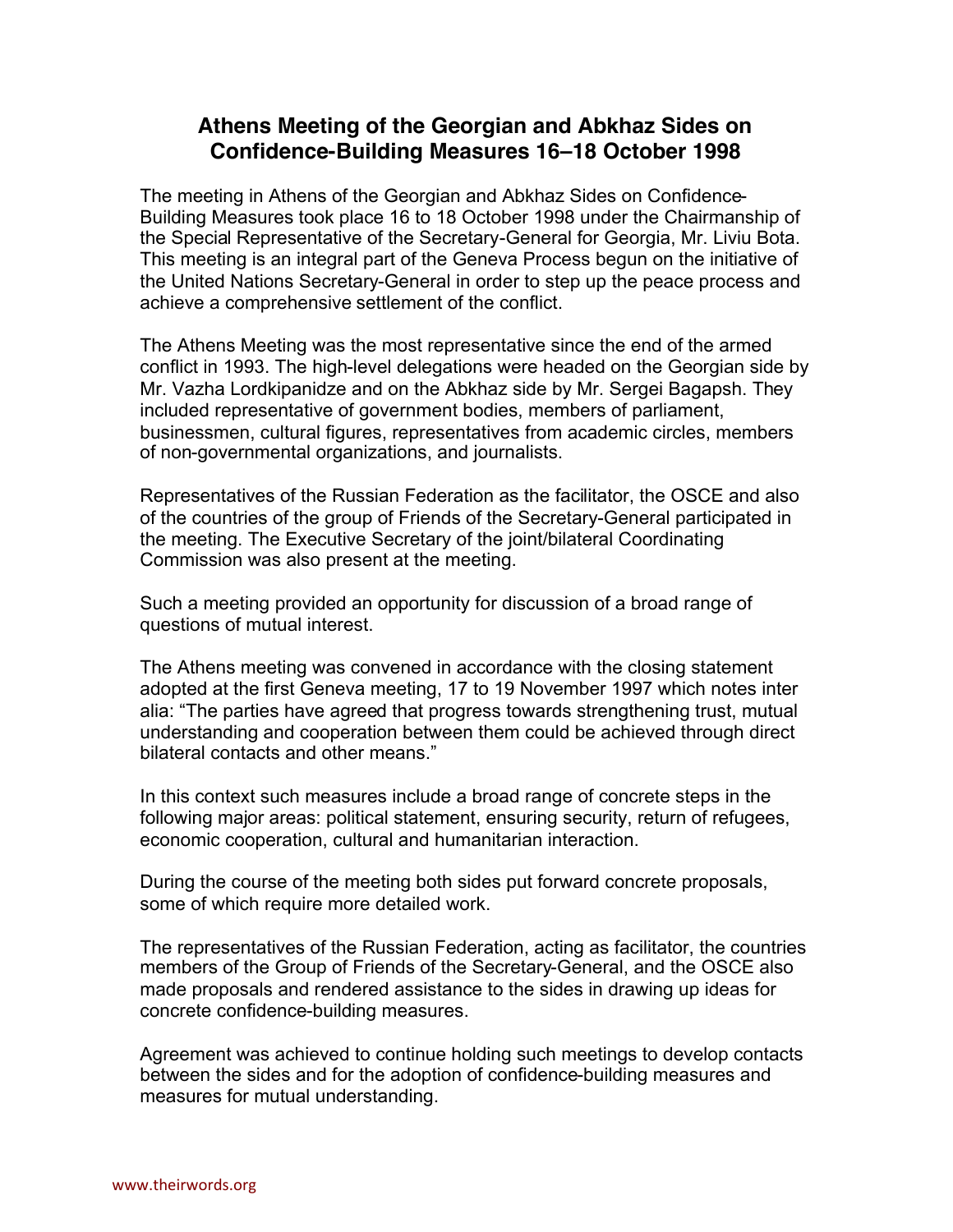# Athens Meeting of the Georgian and Abkhaz Sides on Confidence-Building Measures 16–18 October 1998

The meeting in Athens of the Georgian and Abkhaz Sides on Confidence-Building Measures took place 16 to 18 October 1998 under the Chairmanship of the Special Representative of the Secretary-General for Georgia, Mr. Liviu Bota. This meeting is an integral part of the Geneva Process begun on the initiative of the United Nations Secretary-General in order to step up the peace process and achieve a comprehensive settlement of the conflict.

The Athens Meeting was the most representative since the end of the armed conflict in 1993. The high-level delegations were headed on the Georgian side by Mr. Vazha Lordkipanidze and on the Abkhaz side by Mr. Sergei Bagapsh. They included representative of government bodies, members of parliament, businessmen, cultural figures, representatives from academic circles, members of non-governmental organizations, and journalists.

Representatives of the Russian Federation as the facilitator, the OSCE and also of the countries of the group of Friends of the Secretary-General participated in the meeting. The Executive Secretary of the joint/bilateral Coordinating Commission was also present at the meeting.

Such a meeting provided an opportunity for discussion of a broad range of questions of mutual interest.

The Athens meeting was convened in accordance with the closing statement adopted at the first Geneva meeting, 17 to 19 November 1997 which notes inter alia: "The parties have agreed that progress towards strengthening trust, mutual understanding and cooperation between them could be achieved through direct bilateral contacts and other means."

In this context such measures include a broad range of concrete steps in the following major areas: political statement, ensuring security, return of refugees, economic cooperation, cultural and humanitarian interaction.

During the course of the meeting both sides put forward concrete proposals, some of which require more detailed work.

The representatives of the Russian Federation, acting as facilitator, the countries members of the Group of Friends of the Secretary-General, and the OSCE also made proposals and rendered assistance to the sides in drawing up ideas for concrete confidence-building measures.

Agreement was achieved to continue holding such meetings to develop contacts between the sides and for the adoption of confidence-building measures and measures for mutual understanding.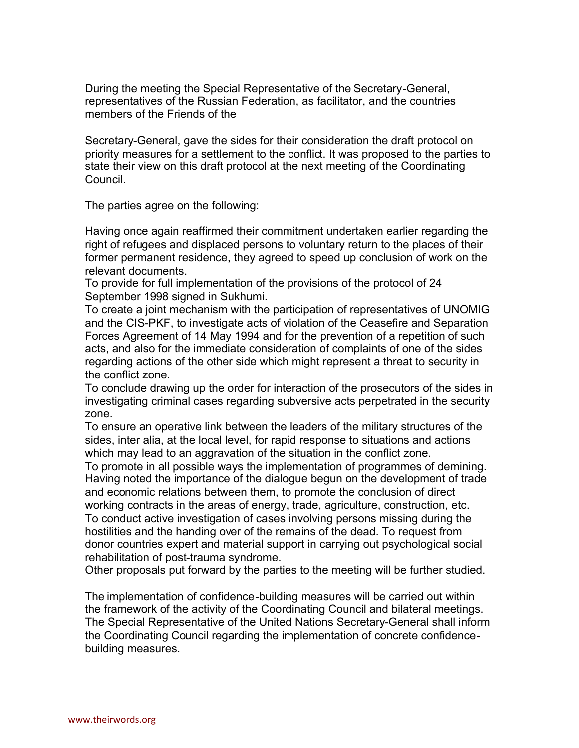During the meeting the Special Representative of the Secretary-General, representatives of the Russian Federation, as facilitator, and the countries members of the Friends of the

Secretary-General, gave the sides for their consideration the draft protocol on priority measures for a settlement to the conflict. It was proposed to the parties to state their view on this draft protocol at the next meeting of the Coordinating Council.

The parties agree on the following:

Having once again reaffirmed their commitment undertaken earlier regarding the right of refugees and displaced persons to voluntary return to the places of their former permanent residence, they agreed to speed up conclusion of work on the relevant documents.
To provide for full implementation of the provisions of the protocol of 24 September 1998 signed in Sukhumi.
To create a joint mechanism with the participation of representatives of UNOMIG and the CIS-PKF, to investigate acts of violation of the Ceasefire and Separation Forces Agreement of 14 May 1994 and for the prevention of a repetition of such acts, and also for the immediate consideration of complaints of one of the sides regarding actions of the other side which might represent a threat to security in the conflict zone.
To conclude drawing up the order for interaction of the prosecutors of the sides in investigating criminal cases regarding subversive acts perpetrated in the security zone.
To ensure an operative link between the leaders of the military structures of the sides, inter alia, at the local level, for rapid response to situations and actions which may lead to an aggravation of the situation in the conflict zone.
To promote in all possible ways the implementation of programmes of demining.
Having noted the importance of the dialogue begun on the development of trade and economic relations between them, to promote the conclusion of direct working contracts in the areas of energy, trade, agriculture, construction, etc.
To conduct active investigation of cases involving persons missing during the hostilities and the handing over of the remains of the dead. To request from donor countries expert and material support in carrying out psychological social rehabilitation of post-trauma syndrome.
Other proposals put forward by the parties to the meeting will be further studied.

The implementation of confidence-building measures will be carried out within the framework of the activity of the Coordinating Council and bilateral meetings. The Special Representative of the United Nations Secretary-General shall inform the Coordinating Council regarding the implementation of concrete confidence-building measures.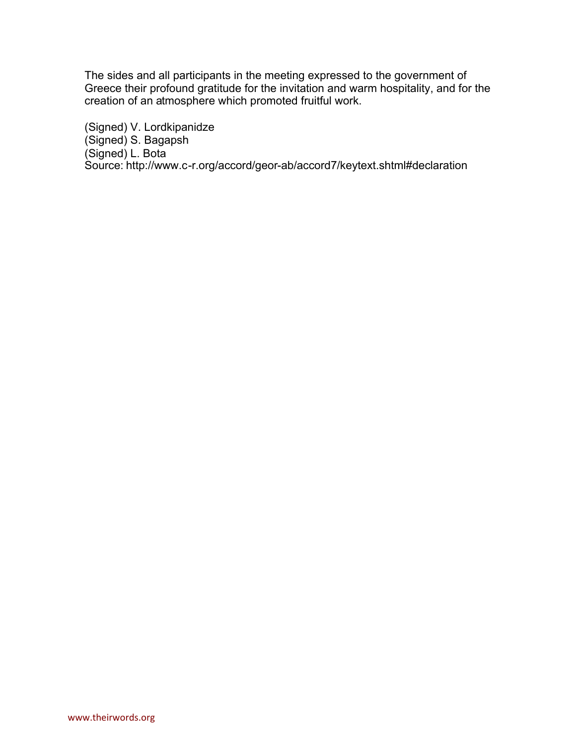The sides and all participants in the meeting expressed to the government of Greece their profound gratitude for the invitation and warm hospitality, and for the creation of an atmosphere which promoted fruitful work.

(Signed) V. Lordkipanidze
(Signed) S. Bagapsh
(Signed) L. Bota
Source: http://www.c-r.org/accord/geor-ab/accord7/keytext.shtml#declaration